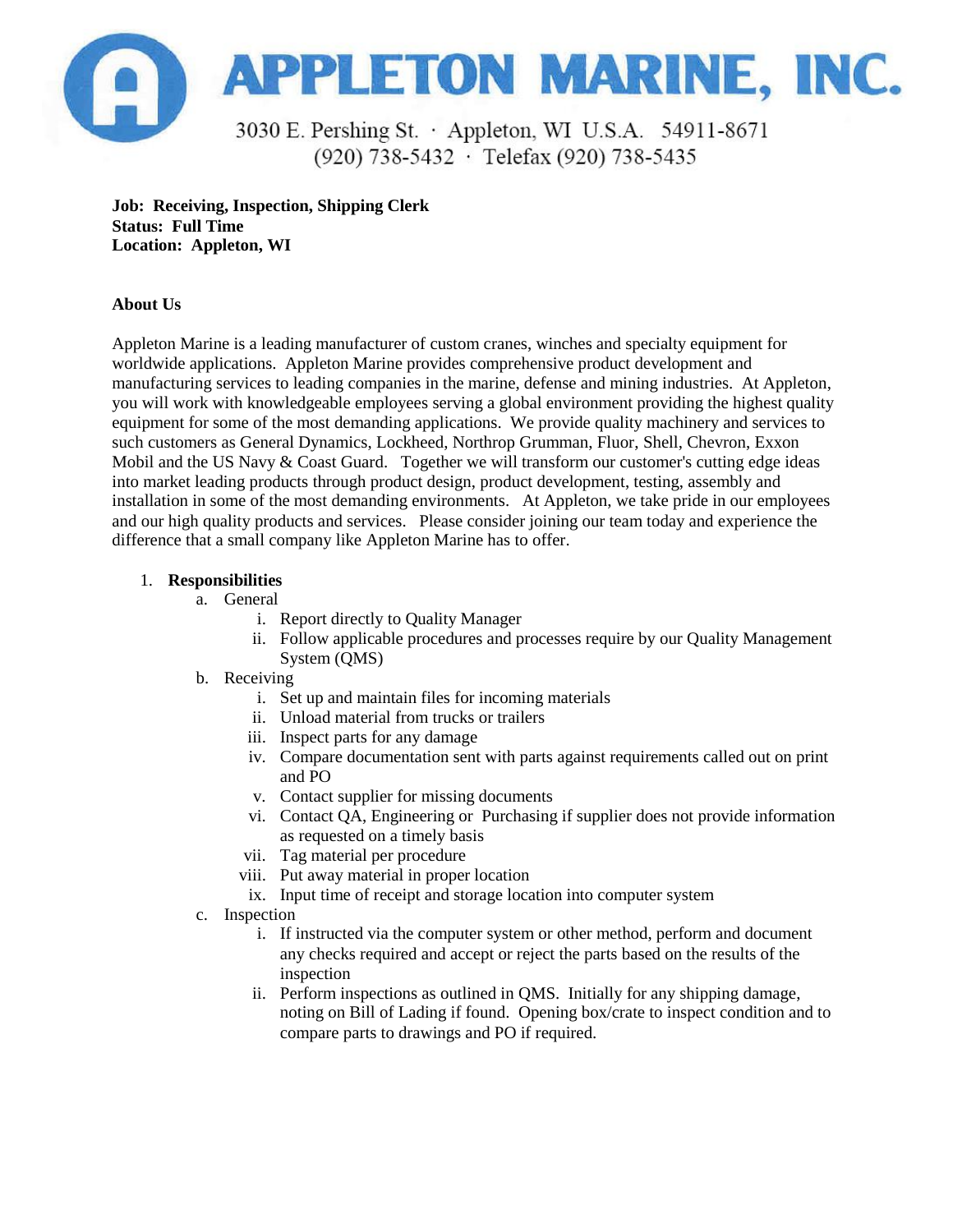# APPLETON MARINE, INC.

3030 E. Pershing St. · Appleton, WI U.S.A. 54911-8671
(920) 738-5432 · Telefax (920) 738-5435

**Job: Receiving, Inspection, Shipping Clerk**
**Status: Full Time**
**Location: Appleton, WI**

**About Us**

Appleton Marine is a leading manufacturer of custom cranes, winches and specialty equipment for worldwide applications. Appleton Marine provides comprehensive product development and manufacturing services to leading companies in the marine, defense and mining industries. At Appleton, you will work with knowledgeable employees serving a global environment providing the highest quality equipment for some of the most demanding applications. We provide quality machinery and services to such customers as General Dynamics, Lockheed, Northrop Grumman, Fluor, Shell, Chevron, Exxon Mobil and the US Navy & Coast Guard. Together we will transform our customer's cutting edge ideas into market leading products through product design, product development, testing, assembly and installation in some of the most demanding environments. At Appleton, we take pride in our employees and our high quality products and services. Please consider joining our team today and experience the difference that a small company like Appleton Marine has to offer.

1. **Responsibilities**
   a. General
      i. Report directly to Quality Manager
      ii. Follow applicable procedures and processes require by our Quality Management System (QMS)
   b. Receiving
      i. Set up and maintain files for incoming materials
      ii. Unload material from trucks or trailers
      iii. Inspect parts for any damage
      iv. Compare documentation sent with parts against requirements called out on print and PO
      v. Contact supplier for missing documents
      vi. Contact QA, Engineering or Purchasing if supplier does not provide information as requested on a timely basis
      vii. Tag material per procedure
      viii. Put away material in proper location
      ix. Input time of receipt and storage location into computer system
   c. Inspection
      i. If instructed via the computer system or other method, perform and document any checks required and accept or reject the parts based on the results of the inspection
      ii. Perform inspections as outlined in QMS. Initially for any shipping damage, noting on Bill of Lading if found. Opening box/crate to inspect condition and to compare parts to drawings and PO if required.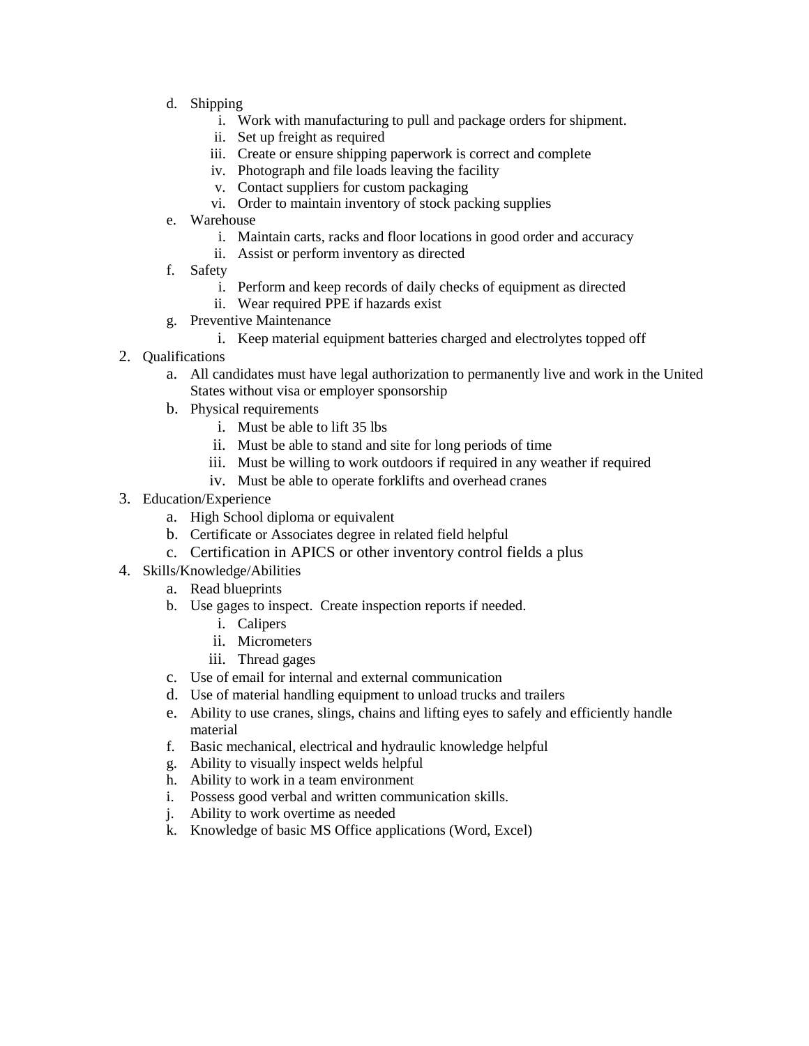d. Shipping
      i. Work with manufacturing to pull and package orders for shipment.
      ii. Set up freight as required
      iii. Create or ensure shipping paperwork is correct and complete
      iv. Photograph and file loads leaving the facility
      v. Contact suppliers for custom packaging
      vi. Order to maintain inventory of stock packing supplies
   e. Warehouse
      i. Maintain carts, racks and floor locations in good order and accuracy
      ii. Assist or perform inventory as directed
   f. Safety
      i. Perform and keep records of daily checks of equipment as directed
      ii. Wear required PPE if hazards exist
   g. Preventive Maintenance
      i. Keep material equipment batteries charged and electrolytes topped off

2. Qualifications
   a. All candidates must have legal authorization to permanently live and work in the United States without visa or employer sponsorship
   b. Physical requirements
      i. Must be able to lift 35 lbs
      ii. Must be able to stand and site for long periods of time
      iii. Must be willing to work outdoors if required in any weather if required
      iv. Must be able to operate forklifts and overhead cranes

3. Education/Experience
   a. High School diploma or equivalent
   b. Certificate or Associates degree in related field helpful
   c. Certification in APICS or other inventory control fields a plus

4. Skills/Knowledge/Abilities
   a. Read blueprints
   b. Use gages to inspect. Create inspection reports if needed.
      i. Calipers
      ii. Micrometers
      iii. Thread gages
   c. Use of email for internal and external communication
   d. Use of material handling equipment to unload trucks and trailers
   e. Ability to use cranes, slings, chains and lifting eyes to safely and efficiently handle material
   f. Basic mechanical, electrical and hydraulic knowledge helpful
   g. Ability to visually inspect welds helpful
   h. Ability to work in a team environment
   i. Possess good verbal and written communication skills.
   j. Ability to work overtime as needed
   k. Knowledge of basic MS Office applications (Word, Excel)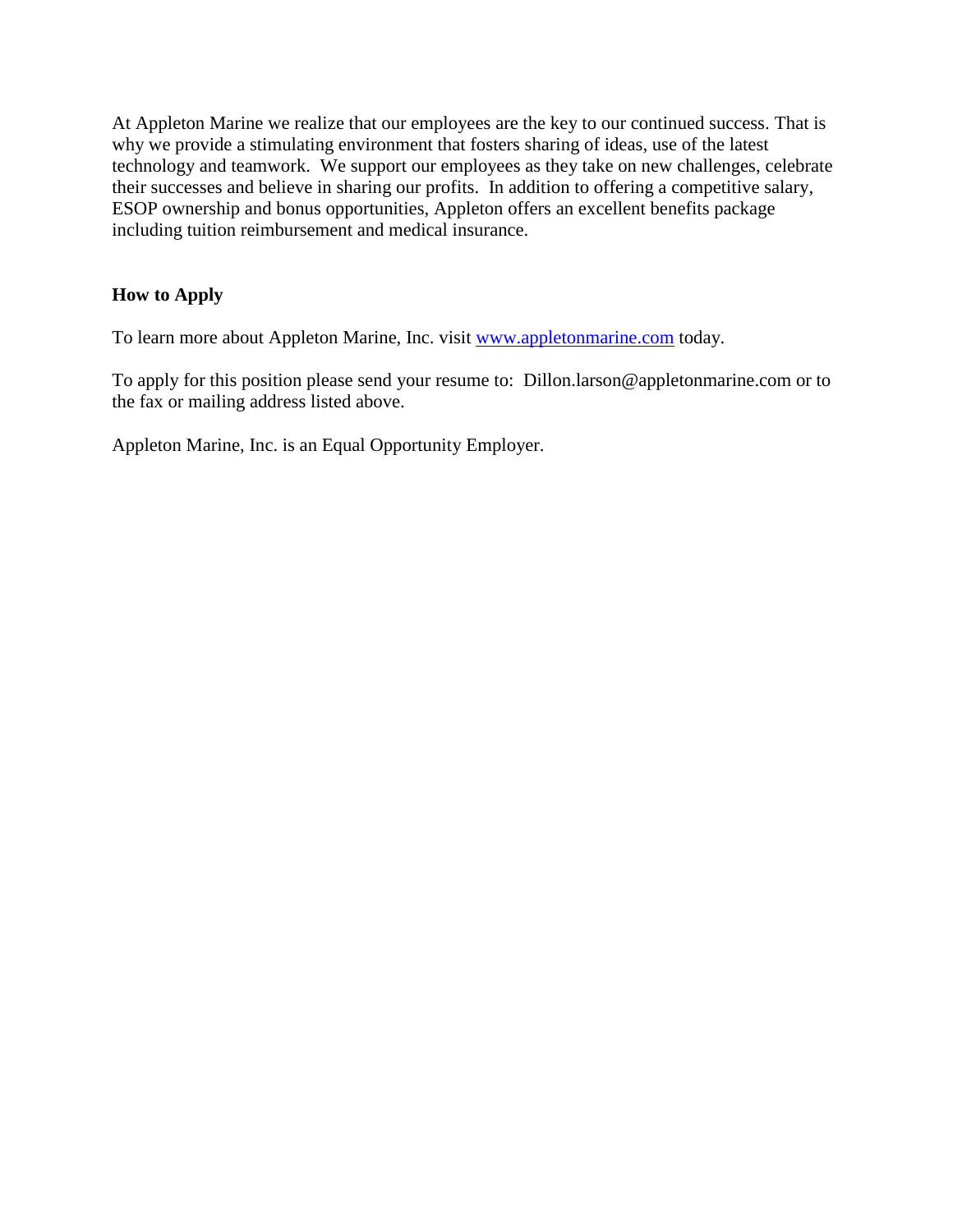At Appleton Marine we realize that our employees are the key to our continued success. That is why we provide a stimulating environment that fosters sharing of ideas, use of the latest technology and teamwork. We support our employees as they take on new challenges, celebrate their successes and believe in sharing our profits. In addition to offering a competitive salary, ESOP ownership and bonus opportunities, Appleton offers an excellent benefits package including tuition reimbursement and medical insurance.

**How to Apply**

To learn more about Appleton Marine, Inc. visit [www.appletonmarine.com](http://www.appletonmarine.com) today.

To apply for this position please send your resume to: Dillon.larson@appletonmarine.com or to the fax or mailing address listed above.

Appleton Marine, Inc. is an Equal Opportunity Employer.